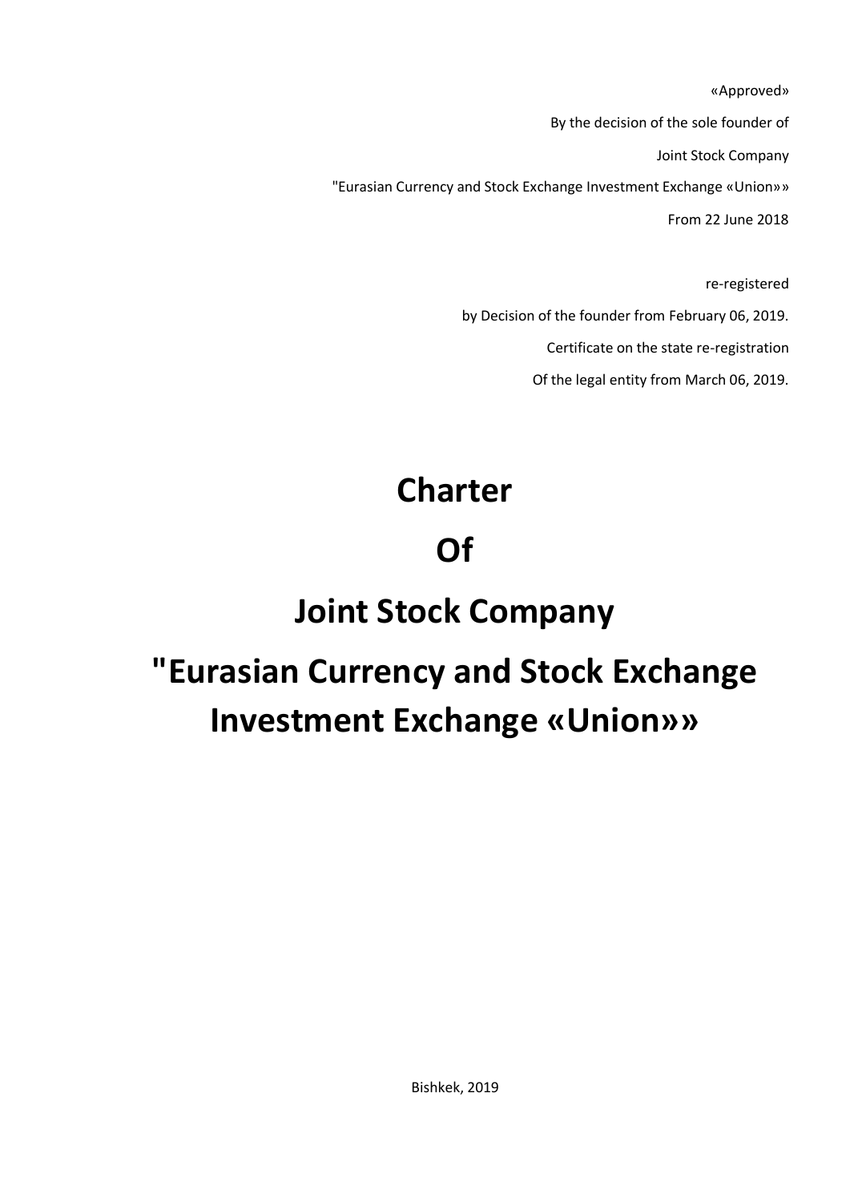«Approved»

By the decision of the sole founder of

Joint Stock Company

"Eurasian Currency and Stock Exchange Investment Exchange «Union»»

From 22 June 2018

re-registered

by Decision of the founder from February 06, 2019.

Certificate on the state re-registration

Of the legal entity from March 06, 2019.

# Charter

# Of

# Joint Stock Company

# "Eurasian Currency and Stock Exchange Investment Exchange «Union»»

Bishkek, 2019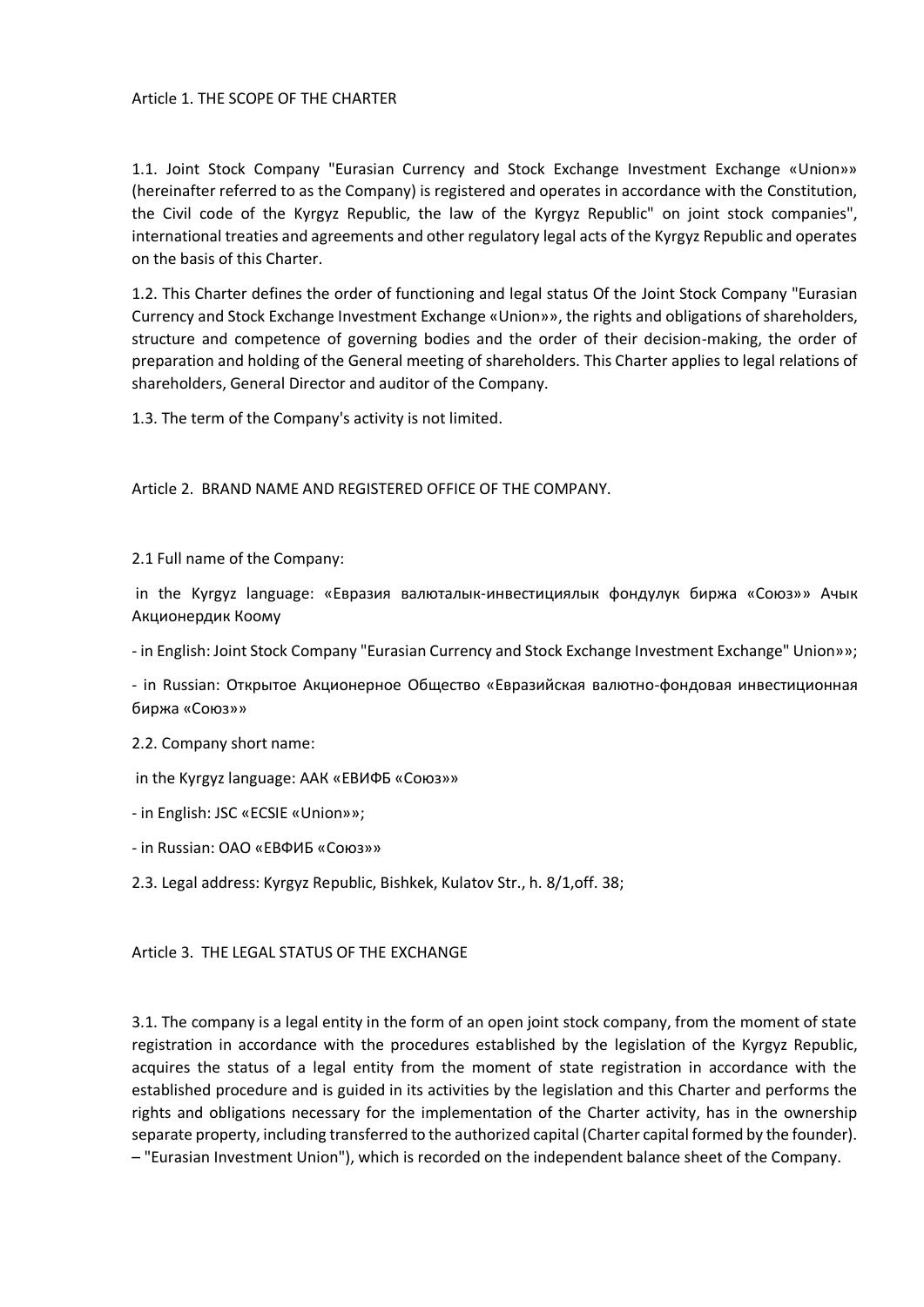Article 1. THE SCOPE OF THE CHARTER

1.1. Joint Stock Company "Eurasian Currency and Stock Exchange Investment Exchange «Union»» (hereinafter referred to as the Company) is registered and operates in accordance with the Constitution, the Civil code of the Kyrgyz Republic, the law of the Kyrgyz Republic" on joint stock companies", international treaties and agreements and other regulatory legal acts of the Kyrgyz Republic and operates on the basis of this Charter.

1.2. This Charter defines the order of functioning and legal status Of the Joint Stock Company "Eurasian Currency and Stock Exchange Investment Exchange «Union»», the rights and obligations of shareholders, structure and competence of governing bodies and the order of their decision-making, the order of preparation and holding of the General meeting of shareholders. This Charter applies to legal relations of shareholders, General Director and auditor of the Company.

1.3. The term of the Company's activity is not limited.

Article 2. BRAND NAME AND REGISTERED OFFICE OF THE COMPANY.

2.1 Full name of the Company:

in the Kyrgyz language: «Евразия валюталык-инвестициялык фондулук биржа «Союз»» Ачык Акционердик Коому

- in English: Joint Stock Company "Eurasian Currency and Stock Exchange Investment Exchange" Union»»;

- in Russian: Открытое Акционерное Общество «Евразийская валютно-фондовая инвестиционная биржа «Союз»»

2.2. Company short name:

in the Kyrgyz language: ААК «ЕВИФБ «Союз»»

- in English: JSC «ECSIE «Union»»;

- in Russian: ОАО «ЕВФИБ «Союз»»

2.3. Legal address: Kyrgyz Republic, Bishkek, Kulatov Str., h. 8/1,off. 38;

Article 3. THE LEGAL STATUS OF THE EXCHANGE

3.1. The company is a legal entity in the form of an open joint stock company, from the moment of state registration in accordance with the procedures established by the legislation of the Kyrgyz Republic, acquires the status of a legal entity from the moment of state registration in accordance with the established procedure and is guided in its activities by the legislation and this Charter and performs the rights and obligations necessary for the implementation of the Charter activity, has in the ownership separate property, including transferred to the authorized capital (Charter capital formed by the founder). – "Eurasian Investment Union"), which is recorded on the independent balance sheet of the Company.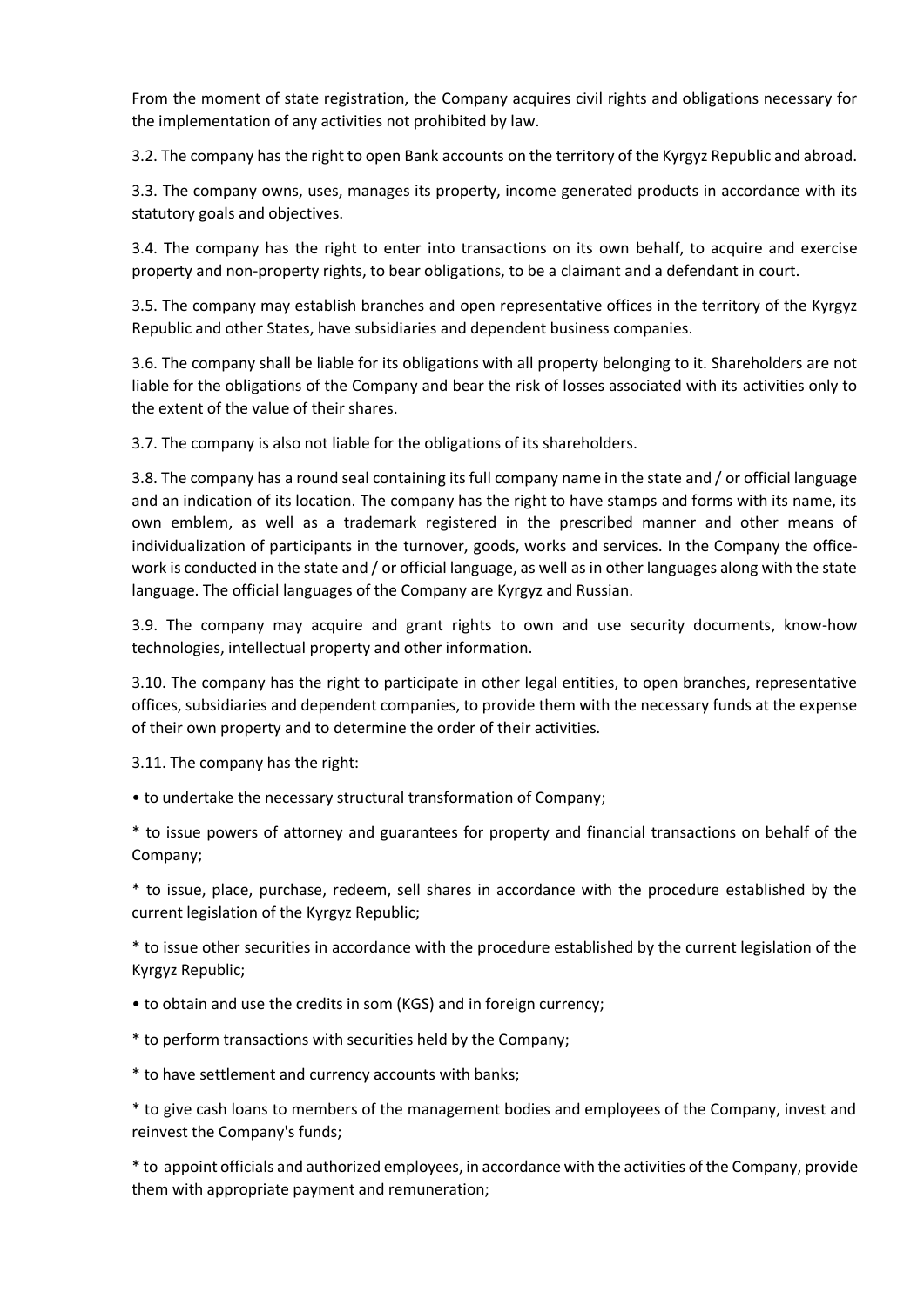From the moment of state registration, the Company acquires civil rights and obligations necessary for the implementation of any activities not prohibited by law.

3.2. The company has the right to open Bank accounts on the territory of the Kyrgyz Republic and abroad.

3.3. The company owns, uses, manages its property, income generated products in accordance with its statutory goals and objectives.

3.4. The company has the right to enter into transactions on its own behalf, to acquire and exercise property and non-property rights, to bear obligations, to be a claimant and a defendant in court.

3.5. The company may establish branches and open representative offices in the territory of the Kyrgyz Republic and other States, have subsidiaries and dependent business companies.

3.6. The company shall be liable for its obligations with all property belonging to it. Shareholders are not liable for the obligations of the Company and bear the risk of losses associated with its activities only to the extent of the value of their shares.

3.7. The company is also not liable for the obligations of its shareholders.

3.8. The company has a round seal containing its full company name in the state and / or official language and an indication of its location. The company has the right to have stamps and forms with its name, its own emblem, as well as a trademark registered in the prescribed manner and other means of individualization of participants in the turnover, goods, works and services. In the Company the office-work is conducted in the state and / or official language, as well as in other languages along with the state language. The official languages of the Company are Kyrgyz and Russian.

3.9. The company may acquire and grant rights to own and use security documents, know-how technologies, intellectual property and other information.

3.10. The company has the right to participate in other legal entities, to open branches, representative offices, subsidiaries and dependent companies, to provide them with the necessary funds at the expense of their own property and to determine the order of their activities.

3.11. The company has the right:

• to undertake the necessary structural transformation of Company;

* to issue powers of attorney and guarantees for property and financial transactions on behalf of the Company;

* to issue, place, purchase, redeem, sell shares in accordance with the procedure established by the current legislation of the Kyrgyz Republic;

* to issue other securities in accordance with the procedure established by the current legislation of the Kyrgyz Republic;

• to obtain and use the credits in som (KGS) and in foreign currency;

* to perform transactions with securities held by the Company;

* to have settlement and currency accounts with banks;

* to give cash loans to members of the management bodies and employees of the Company, invest and reinvest the Company's funds;

* to appoint officials and authorized employees, in accordance with the activities of the Company, provide them with appropriate payment and remuneration;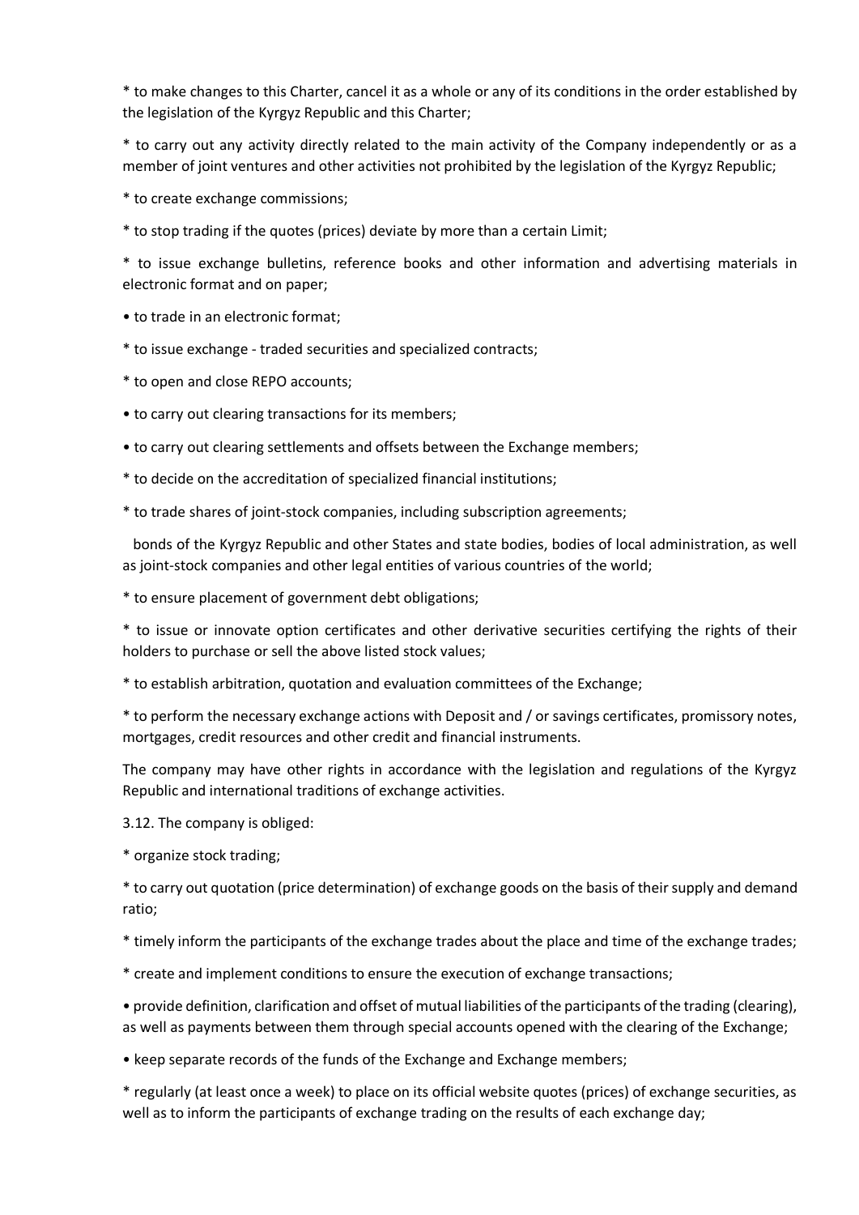* to make changes to this Charter, cancel it as a whole or any of its conditions in the order established by the legislation of the Kyrgyz Republic and this Charter;

* to carry out any activity directly related to the main activity of the Company independently or as a member of joint ventures and other activities not prohibited by the legislation of the Kyrgyz Republic;

* to create exchange commissions;

* to stop trading if the quotes (prices) deviate by more than a certain Limit;

* to issue exchange bulletins, reference books and other information and advertising materials in electronic format and on paper;

• to trade in an electronic format;

* to issue exchange - traded securities and specialized contracts;

* to open and close REPO accounts;

• to carry out clearing transactions for its members;

• to carry out clearing settlements and offsets between the Exchange members;

* to decide on the accreditation of specialized financial institutions;

* to trade shares of joint-stock companies, including subscription agreements;

bonds of the Kyrgyz Republic and other States and state bodies, bodies of local administration, as well as joint-stock companies and other legal entities of various countries of the world;

* to ensure placement of government debt obligations;

* to issue or innovate option certificates and other derivative securities certifying the rights of their holders to purchase or sell the above listed stock values;

* to establish arbitration, quotation and evaluation committees of the Exchange;

* to perform the necessary exchange actions with Deposit and / or savings certificates, promissory notes, mortgages, credit resources and other credit and financial instruments.

The company may have other rights in accordance with the legislation and regulations of the Kyrgyz Republic and international traditions of exchange activities.

3.12. The company is obliged:

* organize stock trading;

* to carry out quotation (price determination) of exchange goods on the basis of their supply and demand ratio;

* timely inform the participants of the exchange trades about the place and time of the exchange trades;

* create and implement conditions to ensure the execution of exchange transactions;

• provide definition, clarification and offset of mutual liabilities of the participants of the trading (clearing), as well as payments between them through special accounts opened with the clearing of the Exchange;

• keep separate records of the funds of the Exchange and Exchange members;

* regularly (at least once a week) to place on its official website quotes (prices) of exchange securities, as well as to inform the participants of exchange trading on the results of each exchange day;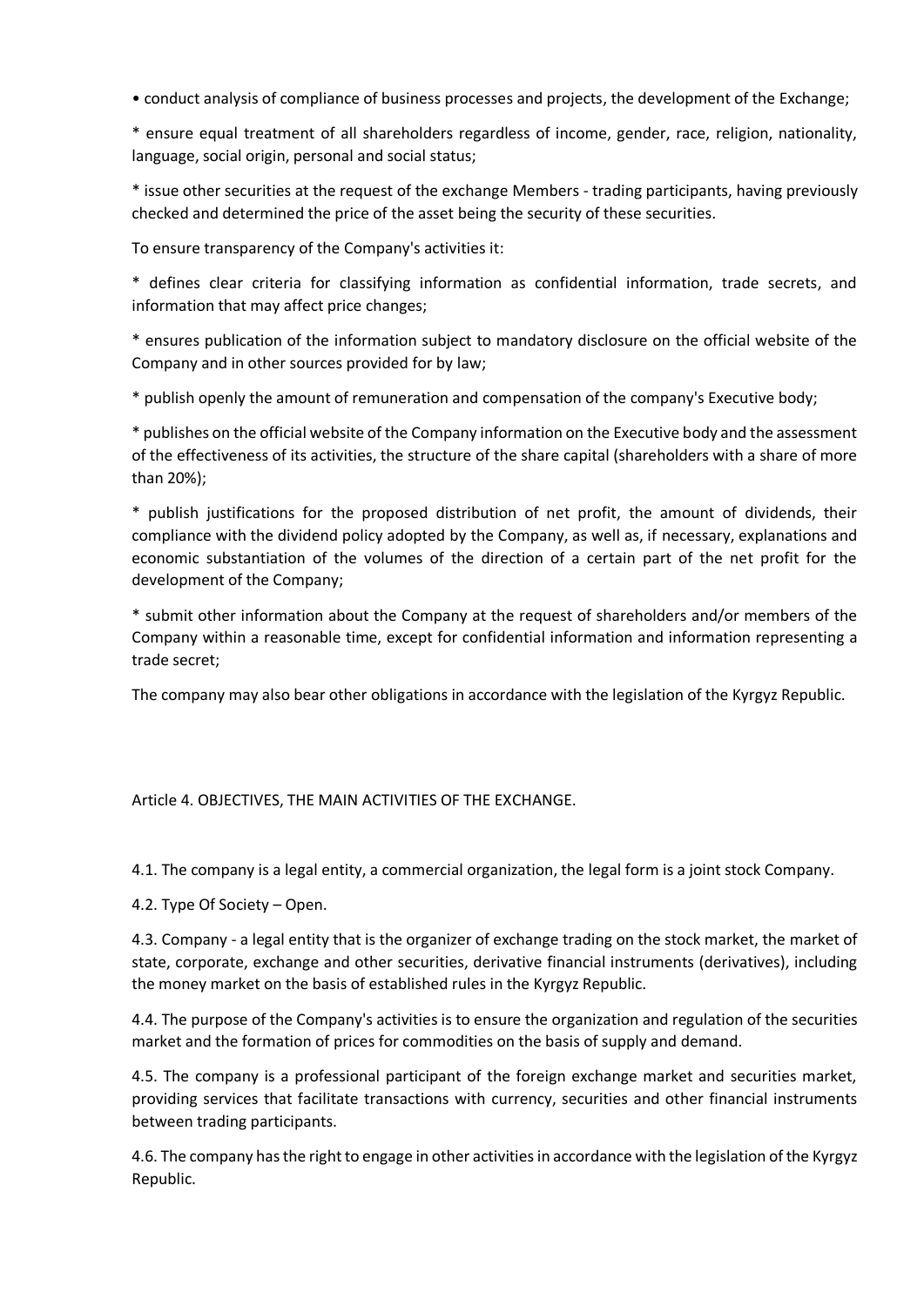• conduct analysis of compliance of business processes and projects, the development of the Exchange;

* ensure equal treatment of all shareholders regardless of income, gender, race, religion, nationality, language, social origin, personal and social status;

* issue other securities at the request of the exchange Members - trading participants, having previously checked and determined the price of the asset being the security of these securities.

To ensure transparency of the Company's activities it:

* defines clear criteria for classifying information as confidential information, trade secrets, and information that may affect price changes;

* ensures publication of the information subject to mandatory disclosure on the official website of the Company and in other sources provided for by law;

* publish openly the amount of remuneration and compensation of the company's Executive body;

* publishes on the official website of the Company information on the Executive body and the assessment of the effectiveness of its activities, the structure of the share capital (shareholders with a share of more than 20%);

* publish justifications for the proposed distribution of net profit, the amount of dividends, their compliance with the dividend policy adopted by the Company, as well as, if necessary, explanations and economic substantiation of the volumes of the direction of a certain part of the net profit for the development of the Company;

* submit other information about the Company at the request of shareholders and/or members of the Company within a reasonable time, except for confidential information and information representing a trade secret;

The company may also bear other obligations in accordance with the legislation of the Kyrgyz Republic.

## Article 4. OBJECTIVES, THE MAIN ACTIVITIES OF THE EXCHANGE.

4.1. The company is a legal entity, a commercial organization, the legal form is a joint stock Company.

4.2. Type Of Society – Open.

4.3. Company - a legal entity that is the organizer of exchange trading on the stock market, the market of state, corporate, exchange and other securities, derivative financial instruments (derivatives), including the money market on the basis of established rules in the Kyrgyz Republic.

4.4. The purpose of the Company's activities is to ensure the organization and regulation of the securities market and the formation of prices for commodities on the basis of supply and demand.

4.5. The company is a professional participant of the foreign exchange market and securities market, providing services that facilitate transactions with currency, securities and other financial instruments between trading participants.

4.6. The company has the right to engage in other activities in accordance with the legislation of the Kyrgyz Republic.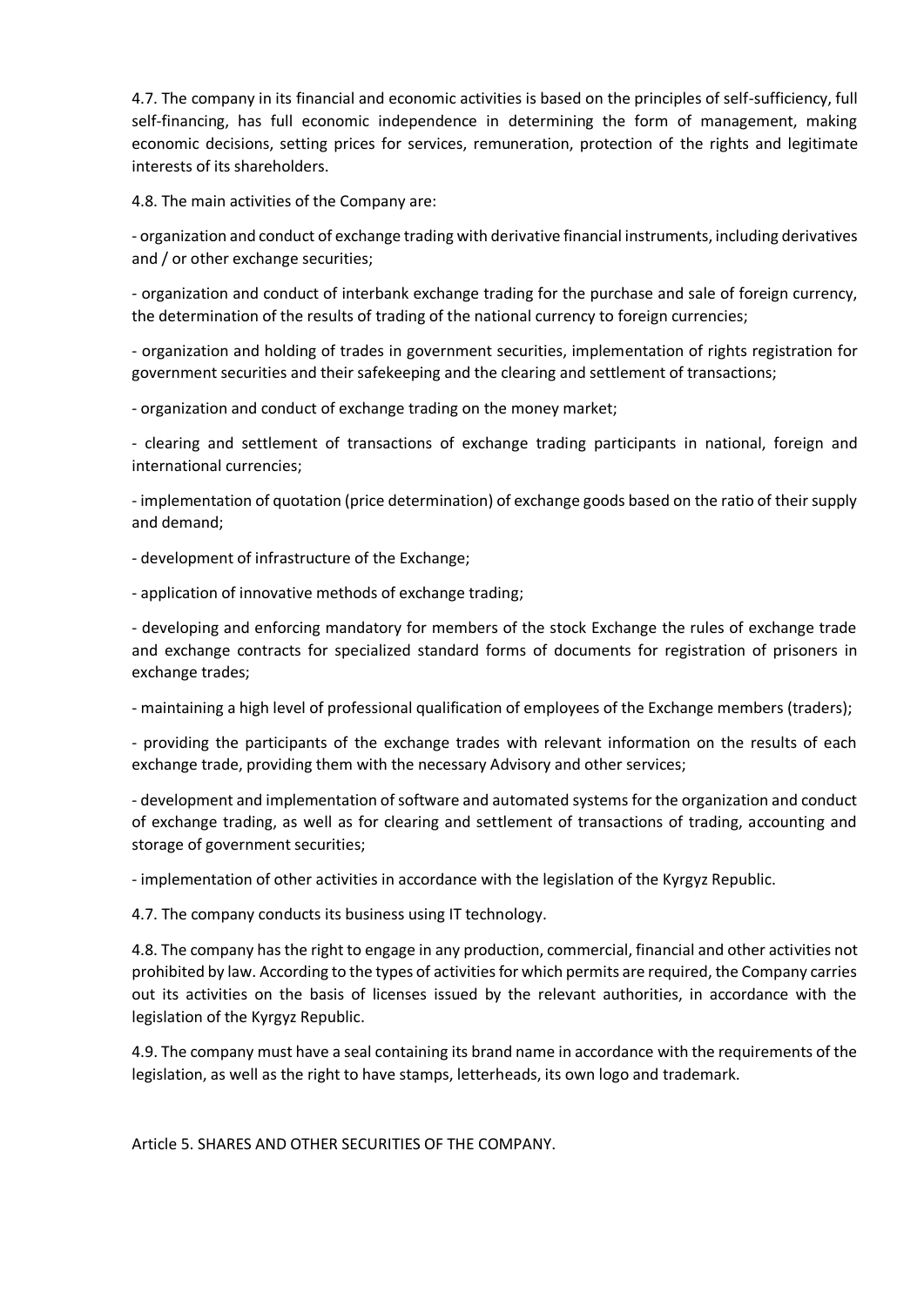4.7. The company in its financial and economic activities is based on the principles of self-sufficiency, full self-financing, has full economic independence in determining the form of management, making economic decisions, setting prices for services, remuneration, protection of the rights and legitimate interests of its shareholders.

4.8. The main activities of the Company are:

- organization and conduct of exchange trading with derivative financial instruments, including derivatives and / or other exchange securities;

- organization and conduct of interbank exchange trading for the purchase and sale of foreign currency, the determination of the results of trading of the national currency to foreign currencies;

- organization and holding of trades in government securities, implementation of rights registration for government securities and their safekeeping and the clearing and settlement of transactions;

- organization and conduct of exchange trading on the money market;

- clearing and settlement of transactions of exchange trading participants in national, foreign and international currencies;

- implementation of quotation (price determination) of exchange goods based on the ratio of their supply and demand;

- development of infrastructure of the Exchange;

- application of innovative methods of exchange trading;

- developing and enforcing mandatory for members of the stock Exchange the rules of exchange trade and exchange contracts for specialized standard forms of documents for registration of prisoners in exchange trades;

- maintaining a high level of professional qualification of employees of the Exchange members (traders);

- providing the participants of the exchange trades with relevant information on the results of each exchange trade, providing them with the necessary Advisory and other services;

- development and implementation of software and automated systems for the organization and conduct of exchange trading, as well as for clearing and settlement of transactions of trading, accounting and storage of government securities;

- implementation of other activities in accordance with the legislation of the Kyrgyz Republic.

4.7. The company conducts its business using IT technology.

4.8. The company has the right to engage in any production, commercial, financial and other activities not prohibited by law. According to the types of activities for which permits are required, the Company carries out its activities on the basis of licenses issued by the relevant authorities, in accordance with the legislation of the Kyrgyz Republic.

4.9. The company must have a seal containing its brand name in accordance with the requirements of the legislation, as well as the right to have stamps, letterheads, its own logo and trademark.

## Article 5. SHARES AND OTHER SECURITIES OF THE COMPANY.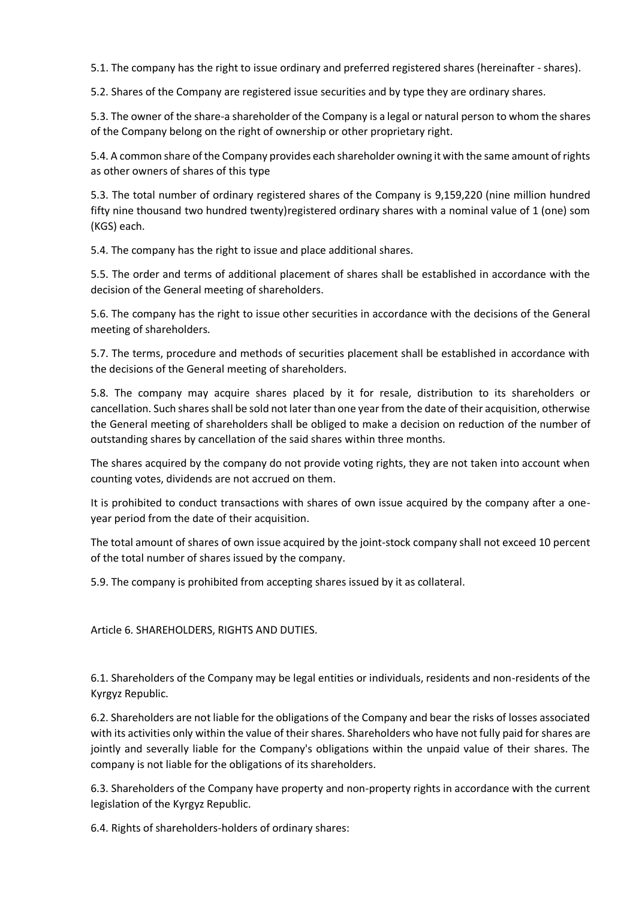5.1. The company has the right to issue ordinary and preferred registered shares (hereinafter - shares).

5.2. Shares of the Company are registered issue securities and by type they are ordinary shares.

5.3. The owner of the share-a shareholder of the Company is a legal or natural person to whom the shares of the Company belong on the right of ownership or other proprietary right.

5.4. A common share of the Company provides each shareholder owning it with the same amount of rights as other owners of shares of this type

5.3. The total number of ordinary registered shares of the Company is 9,159,220 (nine million hundred fifty nine thousand two hundred twenty)registered ordinary shares with a nominal value of 1 (one) som (KGS) each.

5.4. The company has the right to issue and place additional shares.

5.5. The order and terms of additional placement of shares shall be established in accordance with the decision of the General meeting of shareholders.

5.6. The company has the right to issue other securities in accordance with the decisions of the General meeting of shareholders.

5.7. The terms, procedure and methods of securities placement shall be established in accordance with the decisions of the General meeting of shareholders.

5.8. The company may acquire shares placed by it for resale, distribution to its shareholders or cancellation. Such shares shall be sold not later than one year from the date of their acquisition, otherwise the General meeting of shareholders shall be obliged to make a decision on reduction of the number of outstanding shares by cancellation of the said shares within three months.

The shares acquired by the company do not provide voting rights, they are not taken into account when counting votes, dividends are not accrued on them.

It is prohibited to conduct transactions with shares of own issue acquired by the company after a one-year period from the date of their acquisition.

The total amount of shares of own issue acquired by the joint-stock company shall not exceed 10 percent of the total number of shares issued by the company.

5.9. The company is prohibited from accepting shares issued by it as collateral.

Article 6. SHAREHOLDERS, RIGHTS AND DUTIES.

6.1. Shareholders of the Company may be legal entities or individuals, residents and non-residents of the Kyrgyz Republic.

6.2. Shareholders are not liable for the obligations of the Company and bear the risks of losses associated with its activities only within the value of their shares. Shareholders who have not fully paid for shares are jointly and severally liable for the Company's obligations within the unpaid value of their shares. The company is not liable for the obligations of its shareholders.

6.3. Shareholders of the Company have property and non-property rights in accordance with the current legislation of the Kyrgyz Republic.

6.4. Rights of shareholders-holders of ordinary shares: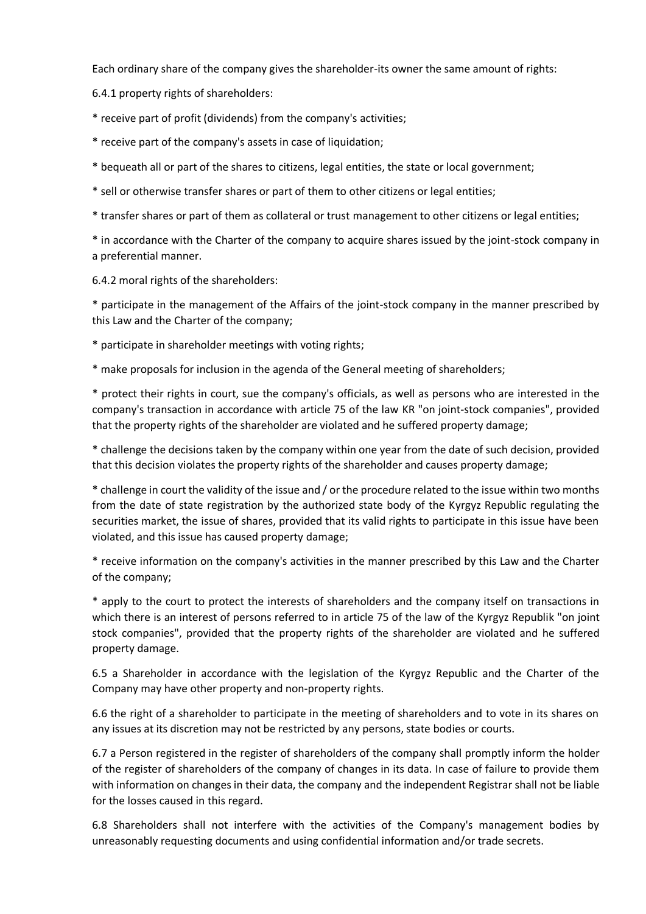Each ordinary share of the company gives the shareholder-its owner the same amount of rights:

6.4.1 property rights of shareholders:

* receive part of profit (dividends) from the company's activities;

* receive part of the company's assets in case of liquidation;

* bequeath all or part of the shares to citizens, legal entities, the state or local government;

* sell or otherwise transfer shares or part of them to other citizens or legal entities;

* transfer shares or part of them as collateral or trust management to other citizens or legal entities;

* in accordance with the Charter of the company to acquire shares issued by the joint-stock company in a preferential manner.

6.4.2 moral rights of the shareholders:

* participate in the management of the Affairs of the joint-stock company in the manner prescribed by this Law and the Charter of the company;

* participate in shareholder meetings with voting rights;

* make proposals for inclusion in the agenda of the General meeting of shareholders;

* protect their rights in court, sue the company's officials, as well as persons who are interested in the company's transaction in accordance with article 75 of the law KR "on joint-stock companies", provided that the property rights of the shareholder are violated and he suffered property damage;

* challenge the decisions taken by the company within one year from the date of such decision, provided that this decision violates the property rights of the shareholder and causes property damage;

* challenge in court the validity of the issue and / or the procedure related to the issue within two months from the date of state registration by the authorized state body of the Kyrgyz Republic regulating the securities market, the issue of shares, provided that its valid rights to participate in this issue have been violated, and this issue has caused property damage;

* receive information on the company's activities in the manner prescribed by this Law and the Charter of the company;

* apply to the court to protect the interests of shareholders and the company itself on transactions in which there is an interest of persons referred to in article 75 of the law of the Kyrgyz Republik "on joint stock companies", provided that the property rights of the shareholder are violated and he suffered property damage.

6.5 a Shareholder in accordance with the legislation of the Kyrgyz Republic and the Charter of the Company may have other property and non-property rights.

6.6 the right of a shareholder to participate in the meeting of shareholders and to vote in its shares on any issues at its discretion may not be restricted by any persons, state bodies or courts.

6.7 a Person registered in the register of shareholders of the company shall promptly inform the holder of the register of shareholders of the company of changes in its data. In case of failure to provide them with information on changes in their data, the company and the independent Registrar shall not be liable for the losses caused in this regard.

6.8 Shareholders shall not interfere with the activities of the Company's management bodies by unreasonably requesting documents and using confidential information and/or trade secrets.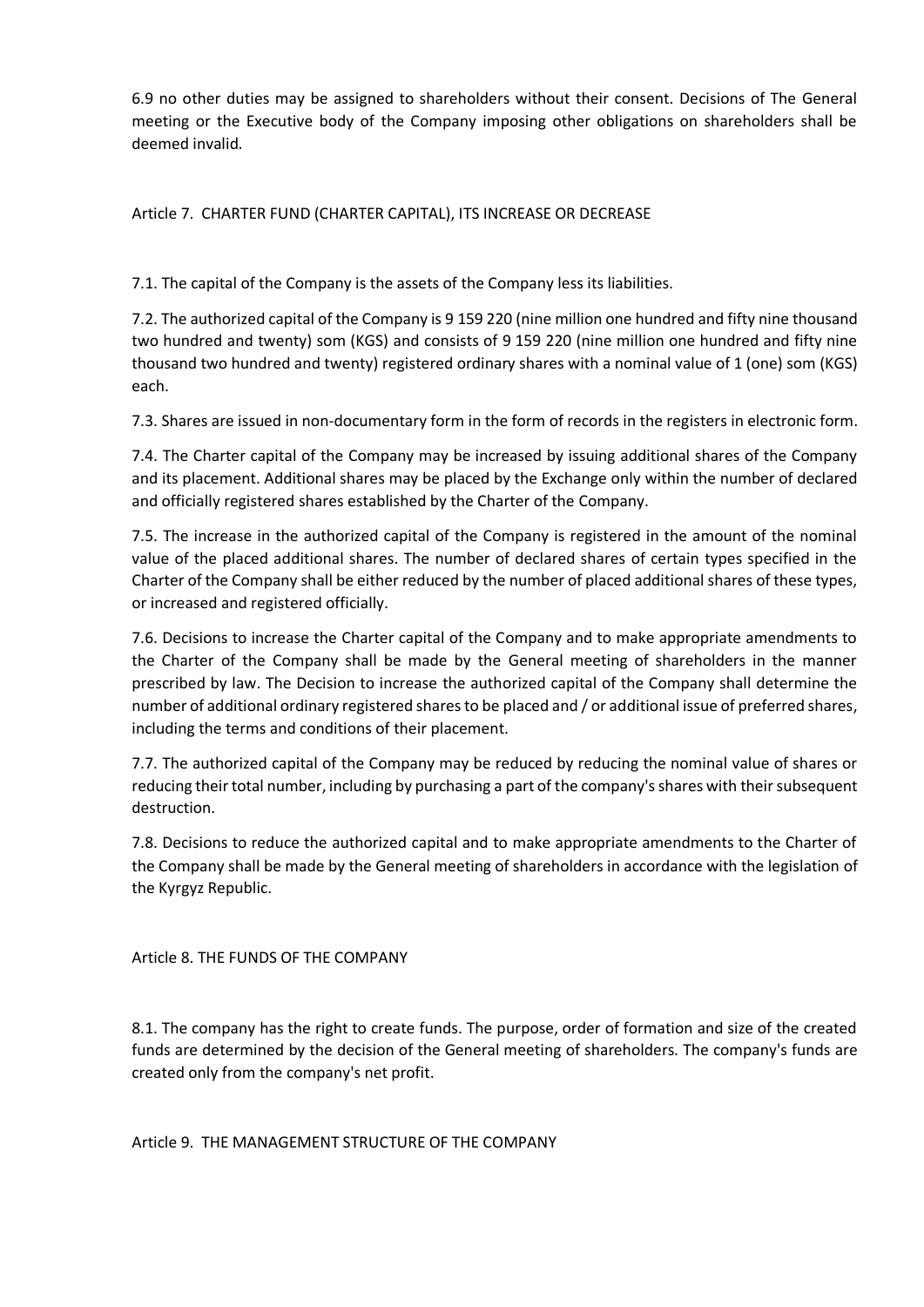6.9 no other duties may be assigned to shareholders without their consent. Decisions of The General meeting or the Executive body of the Company imposing other obligations on shareholders shall be deemed invalid.

## Article 7. CHARTER FUND (CHARTER CAPITAL), ITS INCREASE OR DECREASE

7.1. The capital of the Company is the assets of the Company less its liabilities.

7.2. The authorized capital of the Company is 9 159 220 (nine million one hundred and fifty nine thousand two hundred and twenty) som (KGS) and consists of 9 159 220 (nine million one hundred and fifty nine thousand two hundred and twenty) registered ordinary shares with a nominal value of 1 (one) som (KGS) each.

7.3. Shares are issued in non-documentary form in the form of records in the registers in electronic form.

7.4. The Charter capital of the Company may be increased by issuing additional shares of the Company and its placement. Additional shares may be placed by the Exchange only within the number of declared and officially registered shares established by the Charter of the Company.

7.5. The increase in the authorized capital of the Company is registered in the amount of the nominal value of the placed additional shares. The number of declared shares of certain types specified in the Charter of the Company shall be either reduced by the number of placed additional shares of these types, or increased and registered officially.

7.6. Decisions to increase the Charter capital of the Company and to make appropriate amendments to the Charter of the Company shall be made by the General meeting of shareholders in the manner prescribed by law. The Decision to increase the authorized capital of the Company shall determine the number of additional ordinary registered shares to be placed and / or additional issue of preferred shares, including the terms and conditions of their placement.

7.7. The authorized capital of the Company may be reduced by reducing the nominal value of shares or reducing their total number, including by purchasing a part of the company's shares with their subsequent destruction.

7.8. Decisions to reduce the authorized capital and to make appropriate amendments to the Charter of the Company shall be made by the General meeting of shareholders in accordance with the legislation of the Kyrgyz Republic.

## Article 8. THE FUNDS OF THE COMPANY

8.1. The company has the right to create funds. The purpose, order of formation and size of the created funds are determined by the decision of the General meeting of shareholders. The company's funds are created only from the company's net profit.

## Article 9. THE MANAGEMENT STRUCTURE OF THE COMPANY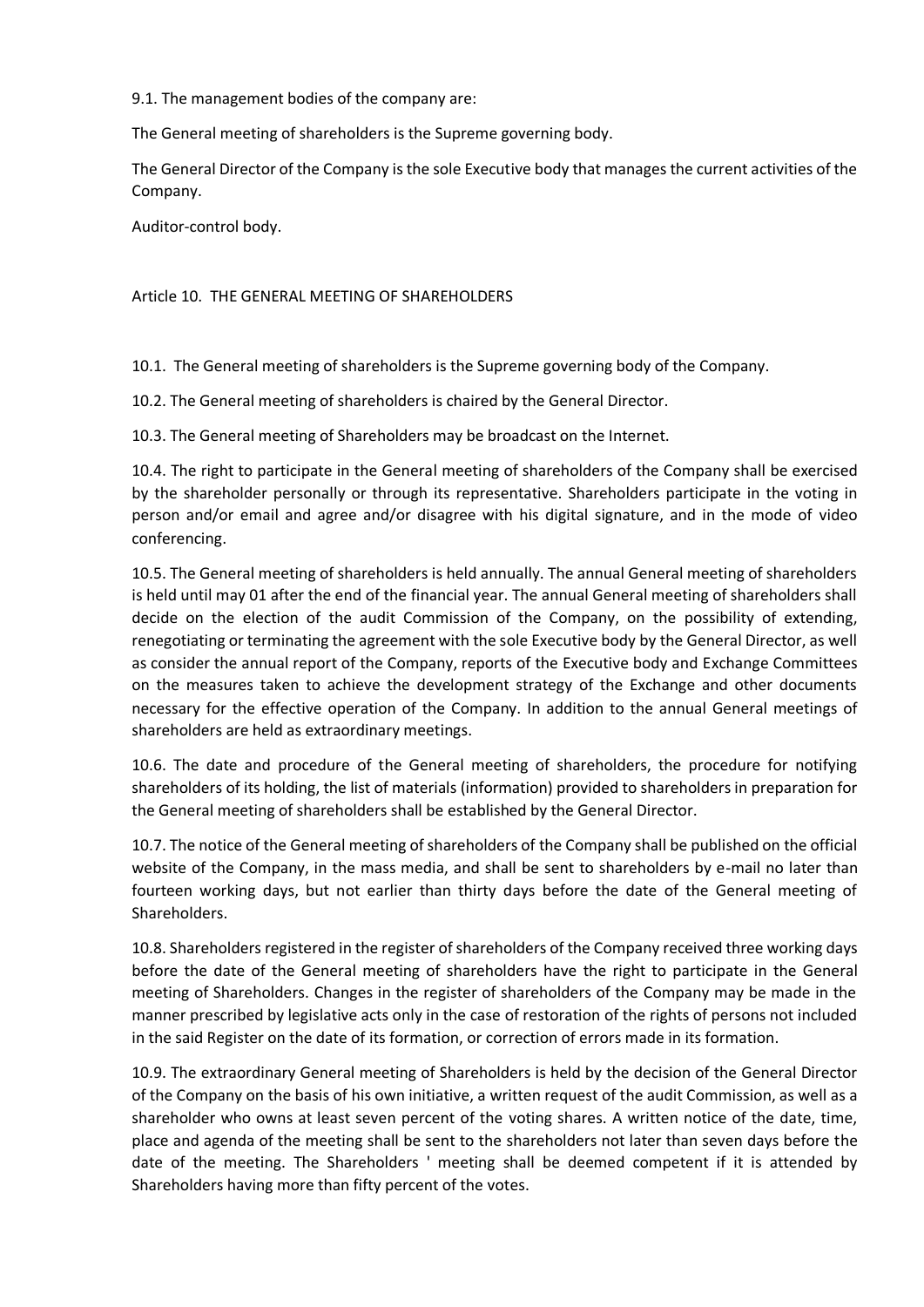9.1. The management bodies of the company are:

The General meeting of shareholders is the Supreme governing body.

The General Director of the Company is the sole Executive body that manages the current activities of the Company.

Auditor-control body.

## Article 10. THE GENERAL MEETING OF SHAREHOLDERS

10.1. The General meeting of shareholders is the Supreme governing body of the Company.

10.2. The General meeting of shareholders is chaired by the General Director.

10.3. The General meeting of Shareholders may be broadcast on the Internet.

10.4. The right to participate in the General meeting of shareholders of the Company shall be exercised by the shareholder personally or through its representative. Shareholders participate in the voting in person and/or email and agree and/or disagree with his digital signature, and in the mode of video conferencing.

10.5. The General meeting of shareholders is held annually. The annual General meeting of shareholders is held until may 01 after the end of the financial year. The annual General meeting of shareholders shall decide on the election of the audit Commission of the Company, on the possibility of extending, renegotiating or terminating the agreement with the sole Executive body by the General Director, as well as consider the annual report of the Company, reports of the Executive body and Exchange Committees on the measures taken to achieve the development strategy of the Exchange and other documents necessary for the effective operation of the Company. In addition to the annual General meetings of shareholders are held as extraordinary meetings.

10.6. The date and procedure of the General meeting of shareholders, the procedure for notifying shareholders of its holding, the list of materials (information) provided to shareholders in preparation for the General meeting of shareholders shall be established by the General Director.

10.7. The notice of the General meeting of shareholders of the Company shall be published on the official website of the Company, in the mass media, and shall be sent to shareholders by e-mail no later than fourteen working days, but not earlier than thirty days before the date of the General meeting of Shareholders.

10.8. Shareholders registered in the register of shareholders of the Company received three working days before the date of the General meeting of shareholders have the right to participate in the General meeting of Shareholders. Changes in the register of shareholders of the Company may be made in the manner prescribed by legislative acts only in the case of restoration of the rights of persons not included in the said Register on the date of its formation, or correction of errors made in its formation.

10.9. The extraordinary General meeting of Shareholders is held by the decision of the General Director of the Company on the basis of his own initiative, a written request of the audit Commission, as well as a shareholder who owns at least seven percent of the voting shares. A written notice of the date, time, place and agenda of the meeting shall be sent to the shareholders not later than seven days before the date of the meeting. The Shareholders ' meeting shall be deemed competent if it is attended by Shareholders having more than fifty percent of the votes.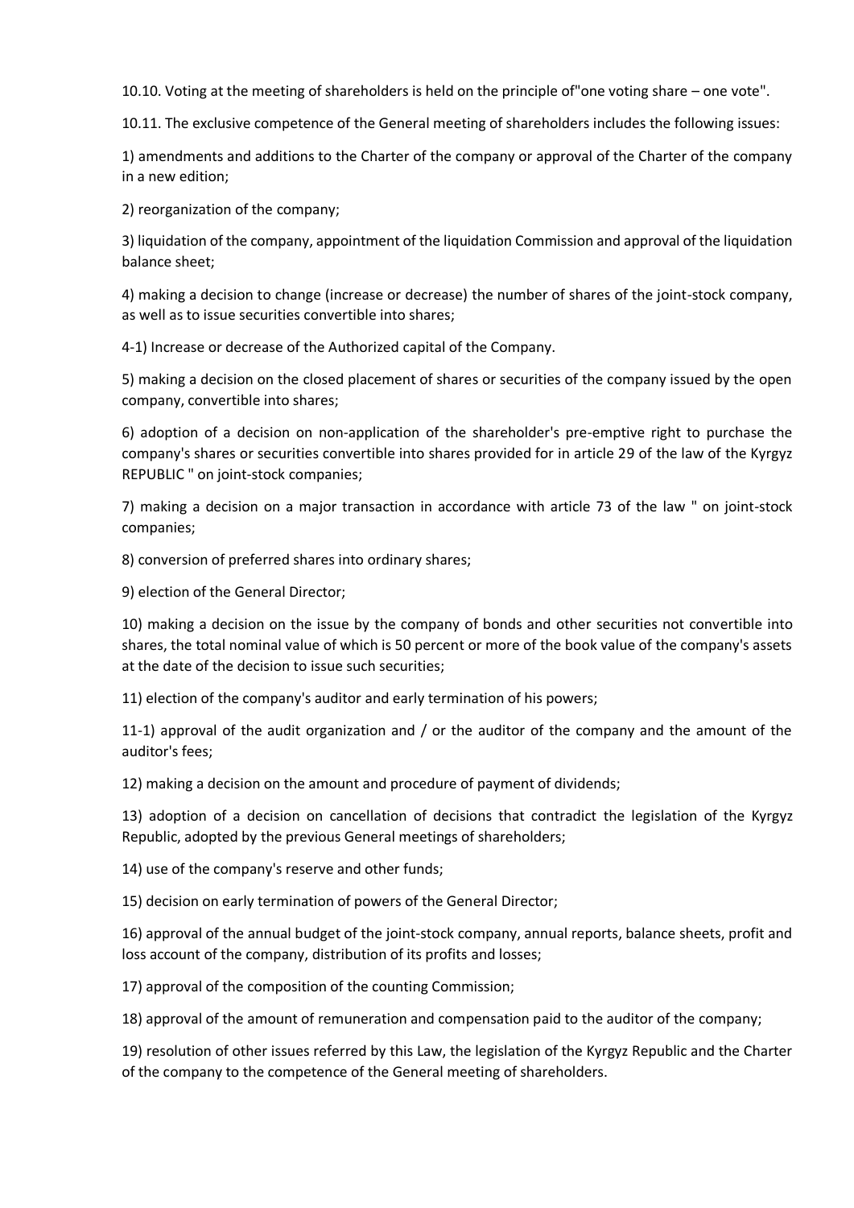10.10. Voting at the meeting of shareholders is held on the principle of"one voting share – one vote".

10.11. The exclusive competence of the General meeting of shareholders includes the following issues:

1) amendments and additions to the Charter of the company or approval of the Charter of the company in a new edition;

2) reorganization of the company;

3) liquidation of the company, appointment of the liquidation Commission and approval of the liquidation balance sheet;

4) making a decision to change (increase or decrease) the number of shares of the joint-stock company, as well as to issue securities convertible into shares;

4-1) Increase or decrease of the Authorized capital of the Company.

5) making a decision on the closed placement of shares or securities of the company issued by the open company, convertible into shares;

6) adoption of a decision on non-application of the shareholder's pre-emptive right to purchase the company's shares or securities convertible into shares provided for in article 29 of the law of the Kyrgyz REPUBLIC " on joint-stock companies;

7) making a decision on a major transaction in accordance with article 73 of the law " on joint-stock companies;

8) conversion of preferred shares into ordinary shares;

9) election of the General Director;

10) making a decision on the issue by the company of bonds and other securities not convertible into shares, the total nominal value of which is 50 percent or more of the book value of the company's assets at the date of the decision to issue such securities;

11) election of the company's auditor and early termination of his powers;

11-1) approval of the audit organization and / or the auditor of the company and the amount of the auditor's fees;

12) making a decision on the amount and procedure of payment of dividends;

13) adoption of a decision on cancellation of decisions that contradict the legislation of the Kyrgyz Republic, adopted by the previous General meetings of shareholders;

14) use of the company's reserve and other funds;

15) decision on early termination of powers of the General Director;

16) approval of the annual budget of the joint-stock company, annual reports, balance sheets, profit and loss account of the company, distribution of its profits and losses;

17) approval of the composition of the counting Commission;

18) approval of the amount of remuneration and compensation paid to the auditor of the company;

19) resolution of other issues referred by this Law, the legislation of the Kyrgyz Republic and the Charter of the company to the competence of the General meeting of shareholders.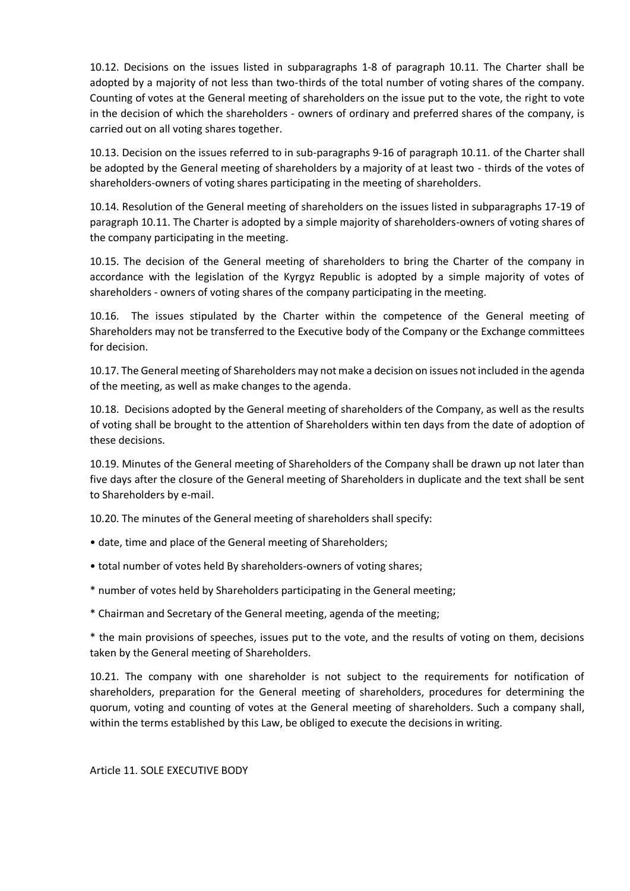10.12. Decisions on the issues listed in subparagraphs 1-8 of paragraph 10.11. The Charter shall be adopted by a majority of not less than two-thirds of the total number of voting shares of the company. Counting of votes at the General meeting of shareholders on the issue put to the vote, the right to vote in the decision of which the shareholders - owners of ordinary and preferred shares of the company, is carried out on all voting shares together.

10.13. Decision on the issues referred to in sub-paragraphs 9-16 of paragraph 10.11. of the Charter shall be adopted by the General meeting of shareholders by a majority of at least two - thirds of the votes of shareholders-owners of voting shares participating in the meeting of shareholders.

10.14. Resolution of the General meeting of shareholders on the issues listed in subparagraphs 17-19 of paragraph 10.11. The Charter is adopted by a simple majority of shareholders-owners of voting shares of the company participating in the meeting.

10.15. The decision of the General meeting of shareholders to bring the Charter of the company in accordance with the legislation of the Kyrgyz Republic is adopted by a simple majority of votes of shareholders - owners of voting shares of the company participating in the meeting.

10.16. The issues stipulated by the Charter within the competence of the General meeting of Shareholders may not be transferred to the Executive body of the Company or the Exchange committees for decision.

10.17. The General meeting of Shareholders may not make a decision on issues not included in the agenda of the meeting, as well as make changes to the agenda.

10.18. Decisions adopted by the General meeting of shareholders of the Company, as well as the results of voting shall be brought to the attention of Shareholders within ten days from the date of adoption of these decisions.

10.19. Minutes of the General meeting of Shareholders of the Company shall be drawn up not later than five days after the closure of the General meeting of Shareholders in duplicate and the text shall be sent to Shareholders by e-mail.

10.20. The minutes of the General meeting of shareholders shall specify:

- date, time and place of the General meeting of Shareholders;
- total number of votes held By shareholders-owners of voting shares;
- number of votes held by Shareholders participating in the General meeting;
- Chairman and Secretary of the General meeting, agenda of the meeting;
- the main provisions of speeches, issues put to the vote, and the results of voting on them, decisions taken by the General meeting of Shareholders.

10.21. The company with one shareholder is not subject to the requirements for notification of shareholders, preparation for the General meeting of shareholders, procedures for determining the quorum, voting and counting of votes at the General meeting of shareholders. Such a company shall, within the terms established by this Law, be obliged to execute the decisions in writing.

Article 11. SOLE EXECUTIVE BODY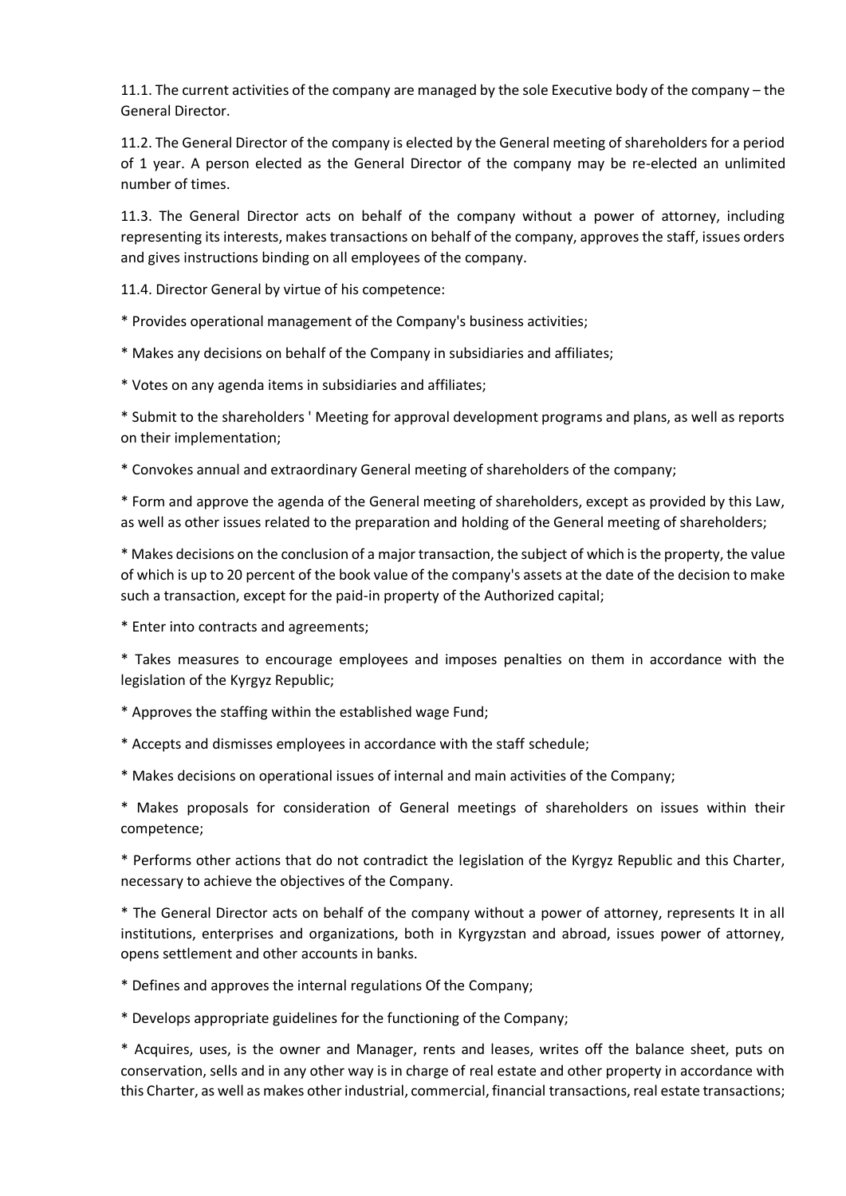11.1. The current activities of the company are managed by the sole Executive body of the company – the General Director.

11.2. The General Director of the company is elected by the General meeting of shareholders for a period of 1 year. A person elected as the General Director of the company may be re-elected an unlimited number of times.

11.3. The General Director acts on behalf of the company without a power of attorney, including representing its interests, makes transactions on behalf of the company, approves the staff, issues orders and gives instructions binding on all employees of the company.

11.4. Director General by virtue of his competence:

* Provides operational management of the Company's business activities;
* Makes any decisions on behalf of the Company in subsidiaries and affiliates;
* Votes on any agenda items in subsidiaries and affiliates;
* Submit to the shareholders ' Meeting for approval development programs and plans, as well as reports on their implementation;
* Convokes annual and extraordinary General meeting of shareholders of the company;
* Form and approve the agenda of the General meeting of shareholders, except as provided by this Law, as well as other issues related to the preparation and holding of the General meeting of shareholders;
* Makes decisions on the conclusion of a major transaction, the subject of which is the property, the value of which is up to 20 percent of the book value of the company's assets at the date of the decision to make such a transaction, except for the paid-in property of the Authorized capital;
* Enter into contracts and agreements;
* Takes measures to encourage employees and imposes penalties on them in accordance with the legislation of the Kyrgyz Republic;
* Approves the staffing within the established wage Fund;
* Accepts and dismisses employees in accordance with the staff schedule;
* Makes decisions on operational issues of internal and main activities of the Company;
* Makes proposals for consideration of General meetings of shareholders on issues within their competence;
* Performs other actions that do not contradict the legislation of the Kyrgyz Republic and this Charter, necessary to achieve the objectives of the Company.
* The General Director acts on behalf of the company without a power of attorney, represents It in all institutions, enterprises and organizations, both in Kyrgyzstan and abroad, issues power of attorney, opens settlement and other accounts in banks.
* Defines and approves the internal regulations Of the Company;
* Develops appropriate guidelines for the functioning of the Company;
* Acquires, uses, is the owner and Manager, rents and leases, writes off the balance sheet, puts on conservation, sells and in any other way is in charge of real estate and other property in accordance with this Charter, as well as makes other industrial, commercial, financial transactions, real estate transactions;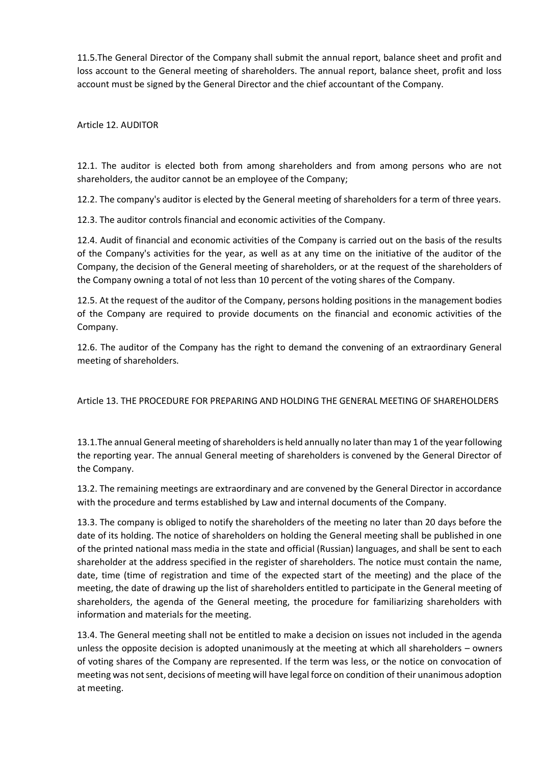11.5.The General Director of the Company shall submit the annual report, balance sheet and profit and loss account to the General meeting of shareholders. The annual report, balance sheet, profit and loss account must be signed by the General Director and the chief accountant of the Company.

## Article 12. AUDITOR

12.1. The auditor is elected both from among shareholders and from among persons who are not shareholders, the auditor cannot be an employee of the Company;

12.2. The company's auditor is elected by the General meeting of shareholders for a term of three years.

12.3. The auditor controls financial and economic activities of the Company.

12.4. Audit of financial and economic activities of the Company is carried out on the basis of the results of the Company's activities for the year, as well as at any time on the initiative of the auditor of the Company, the decision of the General meeting of shareholders, or at the request of the shareholders of the Company owning a total of not less than 10 percent of the voting shares of the Company.

12.5. At the request of the auditor of the Company, persons holding positions in the management bodies of the Company are required to provide documents on the financial and economic activities of the Company.

12.6. The auditor of the Company has the right to demand the convening of an extraordinary General meeting of shareholders.

## Article 13. THE PROCEDURE FOR PREPARING AND HOLDING THE GENERAL MEETING OF SHAREHOLDERS

13.1.The annual General meeting of shareholders is held annually no later than may 1 of the year following the reporting year. The annual General meeting of shareholders is convened by the General Director of the Company.

13.2. The remaining meetings are extraordinary and are convened by the General Director in accordance with the procedure and terms established by Law and internal documents of the Company.

13.3. The company is obliged to notify the shareholders of the meeting no later than 20 days before the date of its holding. The notice of shareholders on holding the General meeting shall be published in one of the printed national mass media in the state and official (Russian) languages, and shall be sent to each shareholder at the address specified in the register of shareholders. The notice must contain the name, date, time (time of registration and time of the expected start of the meeting) and the place of the meeting, the date of drawing up the list of shareholders entitled to participate in the General meeting of shareholders, the agenda of the General meeting, the procedure for familiarizing shareholders with information and materials for the meeting.

13.4. The General meeting shall not be entitled to make a decision on issues not included in the agenda unless the opposite decision is adopted unanimously at the meeting at which all shareholders – owners of voting shares of the Company are represented. If the term was less, or the notice on convocation of meeting was not sent, decisions of meeting will have legal force on condition of their unanimous adoption at meeting.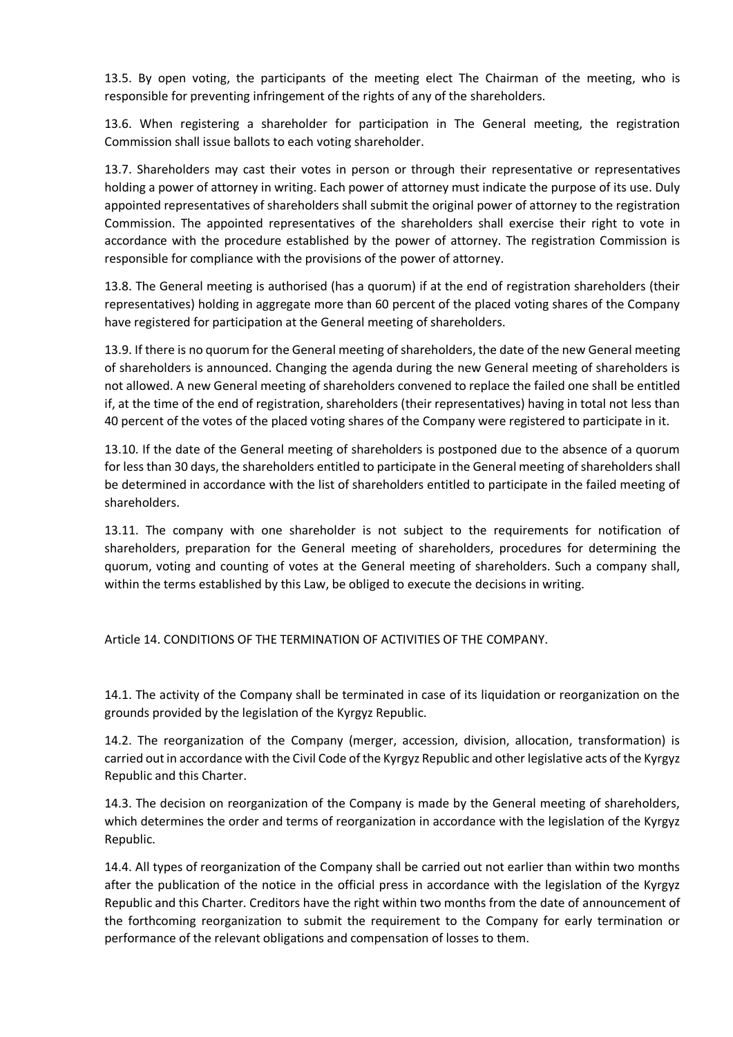13.5. By open voting, the participants of the meeting elect The Chairman of the meeting, who is responsible for preventing infringement of the rights of any of the shareholders.

13.6. When registering a shareholder for participation in The General meeting, the registration Commission shall issue ballots to each voting shareholder.

13.7. Shareholders may cast their votes in person or through their representative or representatives holding a power of attorney in writing. Each power of attorney must indicate the purpose of its use. Duly appointed representatives of shareholders shall submit the original power of attorney to the registration Commission. The appointed representatives of the shareholders shall exercise their right to vote in accordance with the procedure established by the power of attorney. The registration Commission is responsible for compliance with the provisions of the power of attorney.

13.8. The General meeting is authorised (has a quorum) if at the end of registration shareholders (their representatives) holding in aggregate more than 60 percent of the placed voting shares of the Company have registered for participation at the General meeting of shareholders.

13.9. If there is no quorum for the General meeting of shareholders, the date of the new General meeting of shareholders is announced. Changing the agenda during the new General meeting of shareholders is not allowed. A new General meeting of shareholders convened to replace the failed one shall be entitled if, at the time of the end of registration, shareholders (their representatives) having in total not less than 40 percent of the votes of the placed voting shares of the Company were registered to participate in it.

13.10. If the date of the General meeting of shareholders is postponed due to the absence of a quorum for less than 30 days, the shareholders entitled to participate in the General meeting of shareholders shall be determined in accordance with the list of shareholders entitled to participate in the failed meeting of shareholders.

13.11. The company with one shareholder is not subject to the requirements for notification of shareholders, preparation for the General meeting of shareholders, procedures for determining the quorum, voting and counting of votes at the General meeting of shareholders. Such a company shall, within the terms established by this Law, be obliged to execute the decisions in writing.

## Article 14. CONDITIONS OF THE TERMINATION OF ACTIVITIES OF THE COMPANY.

14.1. The activity of the Company shall be terminated in case of its liquidation or reorganization on the grounds provided by the legislation of the Kyrgyz Republic.

14.2. The reorganization of the Company (merger, accession, division, allocation, transformation) is carried out in accordance with the Civil Code of the Kyrgyz Republic and other legislative acts of the Kyrgyz Republic and this Charter.

14.3. The decision on reorganization of the Company is made by the General meeting of shareholders, which determines the order and terms of reorganization in accordance with the legislation of the Kyrgyz Republic.

14.4. All types of reorganization of the Company shall be carried out not earlier than within two months after the publication of the notice in the official press in accordance with the legislation of the Kyrgyz Republic and this Charter. Creditors have the right within two months from the date of announcement of the forthcoming reorganization to submit the requirement to the Company for early termination or performance of the relevant obligations and compensation of losses to them.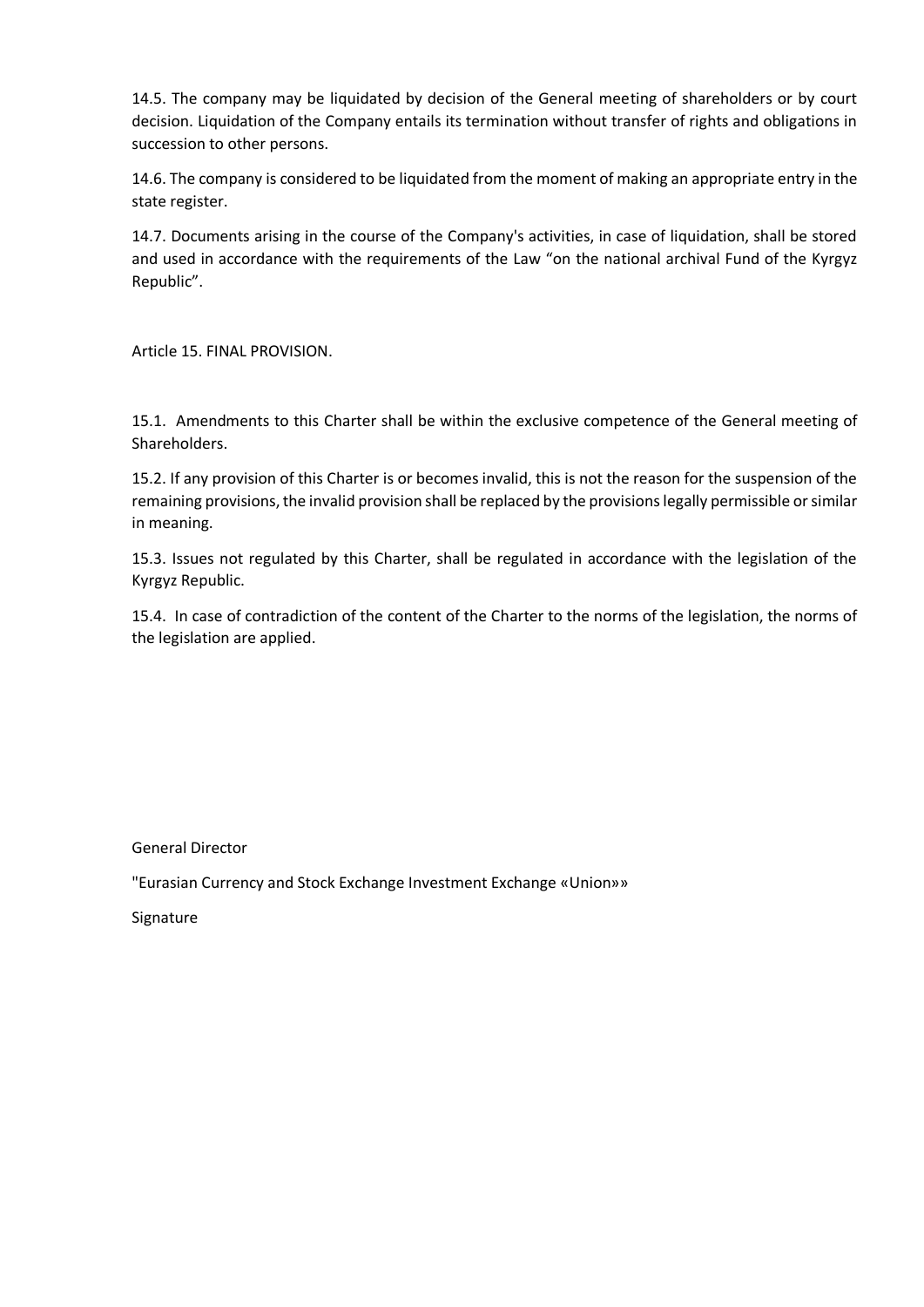14.5. The company may be liquidated by decision of the General meeting of shareholders or by court decision. Liquidation of the Company entails its termination without transfer of rights and obligations in succession to other persons.

14.6. The company is considered to be liquidated from the moment of making an appropriate entry in the state register.

14.7. Documents arising in the course of the Company's activities, in case of liquidation, shall be stored and used in accordance with the requirements of the Law "on the national archival Fund of the Kyrgyz Republic".

## Article 15. FINAL PROVISION.

15.1. Amendments to this Charter shall be within the exclusive competence of the General meeting of Shareholders.

15.2. If any provision of this Charter is or becomes invalid, this is not the reason for the suspension of the remaining provisions, the invalid provision shall be replaced by the provisions legally permissible or similar in meaning.

15.3. Issues not regulated by this Charter, shall be regulated in accordance with the legislation of the Kyrgyz Republic.

15.4. In case of contradiction of the content of the Charter to the norms of the legislation, the norms of the legislation are applied.

General Director

"Eurasian Currency and Stock Exchange Investment Exchange «Union»»

Signature